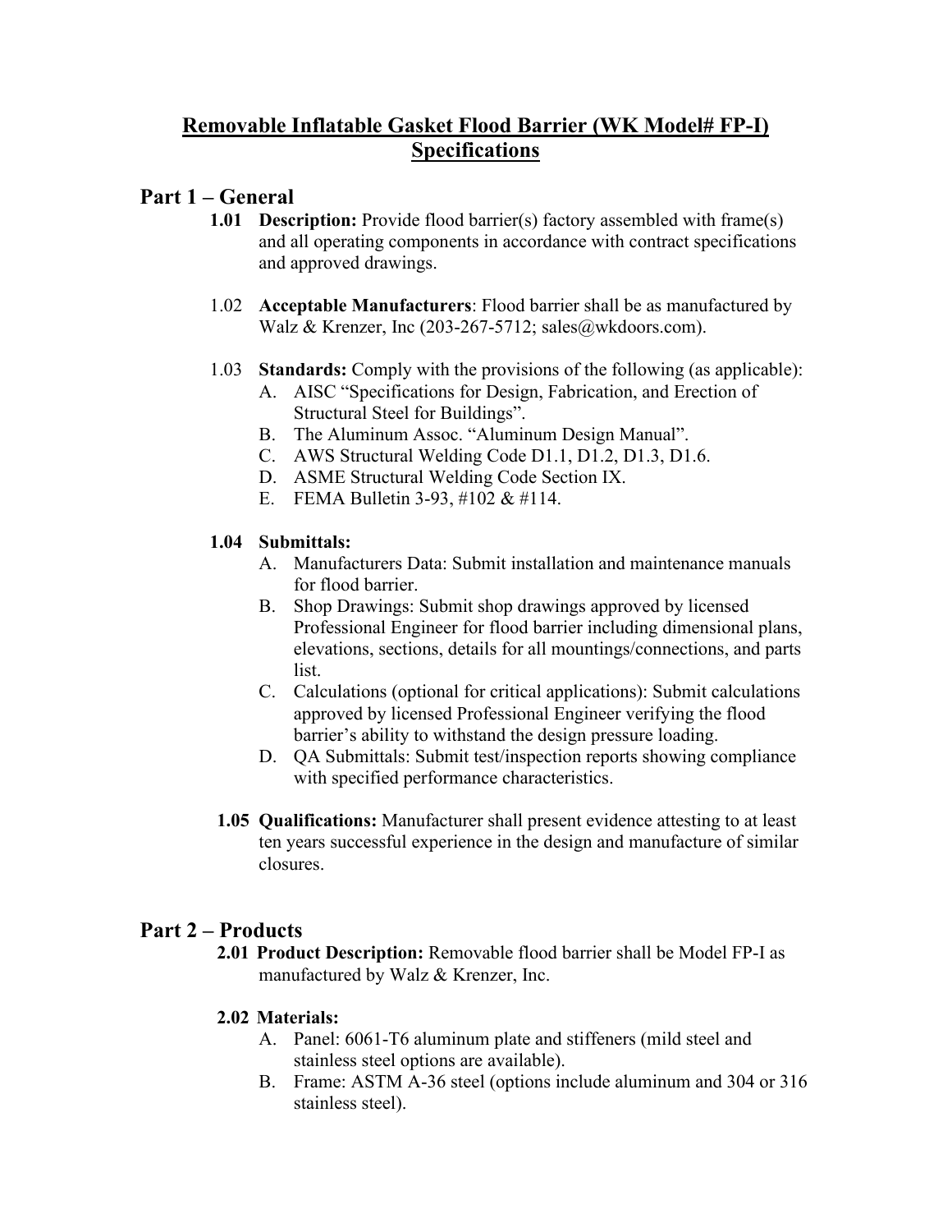# Removable Inflatable Gasket Flood Barrier (WK Model# FP-I) Specifications

## Part 1 – General

**1.01 Description:** Provide flood barrier(s) factory assembled with frame(s) and all operating components in accordance with contract specifications and approved drawings.

1.02 **Acceptable Manufacturers**: Flood barrier shall be as manufactured by Walz & Krenzer, Inc (203-267-5712; sales@wkdoors.com).

1.03 **Standards:** Comply with the provisions of the following (as applicable):

A. AISC "Specifications for Design, Fabrication, and Erection of Structural Steel for Buildings".
B. The Aluminum Assoc. "Aluminum Design Manual".
C. AWS Structural Welding Code D1.1, D1.2, D1.3, D1.6.
D. ASME Structural Welding Code Section IX.
E. FEMA Bulletin 3-93, #102 & #114.

**1.04 Submittals:**

A. Manufacturers Data: Submit installation and maintenance manuals for flood barrier.
B. Shop Drawings: Submit shop drawings approved by licensed Professional Engineer for flood barrier including dimensional plans, elevations, sections, details for all mountings/connections, and parts list.
C. Calculations (optional for critical applications): Submit calculations approved by licensed Professional Engineer verifying the flood barrier's ability to withstand the design pressure loading.
D. QA Submittals: Submit test/inspection reports showing compliance with specified performance characteristics.

**1.05 Qualifications:** Manufacturer shall present evidence attesting to at least ten years successful experience in the design and manufacture of similar closures.

## Part 2 – Products

**2.01 Product Description:** Removable flood barrier shall be Model FP-I as manufactured by Walz & Krenzer, Inc.

**2.02 Materials:**

A. Panel: 6061-T6 aluminum plate and stiffeners (mild steel and stainless steel options are available).
B. Frame: ASTM A-36 steel (options include aluminum and 304 or 316 stainless steel).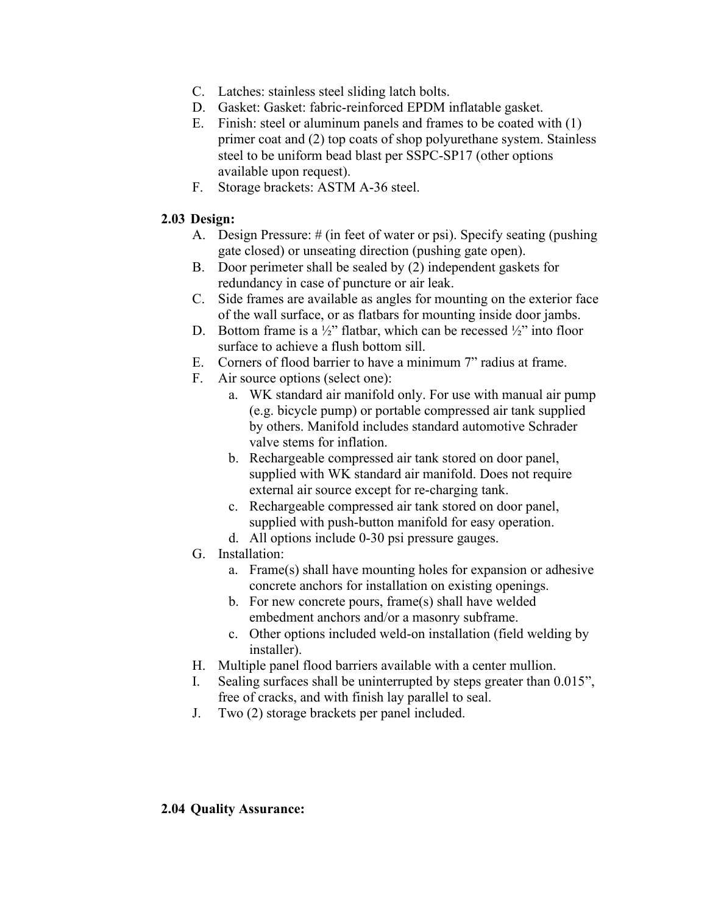C. Latches: stainless steel sliding latch bolts.

D. Gasket: Gasket: fabric-reinforced EPDM inflatable gasket.

E. Finish: steel or aluminum panels and frames to be coated with (1) primer coat and (2) top coats of shop polyurethane system. Stainless steel to be uniform bead blast per SSPC-SP17 (other options available upon request).

F. Storage brackets: ASTM A-36 steel.

**2.03 Design:**

A. Design Pressure: # (in feet of water or psi). Specify seating (pushing gate closed) or unseating direction (pushing gate open).

B. Door perimeter shall be sealed by (2) independent gaskets for redundancy in case of puncture or air leak.

C. Side frames are available as angles for mounting on the exterior face of the wall surface, or as flatbars for mounting inside door jambs.

D. Bottom frame is a ½" flatbar, which can be recessed ½" into floor surface to achieve a flush bottom sill.

E. Corners of flood barrier to have a minimum 7" radius at frame.

F. Air source options (select one):

   a. WK standard air manifold only. For use with manual air pump (e.g. bicycle pump) or portable compressed air tank supplied by others. Manifold includes standard automotive Schrader valve stems for inflation.

   b. Rechargeable compressed air tank stored on door panel, supplied with WK standard air manifold. Does not require external air source except for re-charging tank.

   c. Rechargeable compressed air tank stored on door panel, supplied with push-button manifold for easy operation.

   d. All options include 0-30 psi pressure gauges.

G. Installation:

   a. Frame(s) shall have mounting holes for expansion or adhesive concrete anchors for installation on existing openings.

   b. For new concrete pours, frame(s) shall have welded embedment anchors and/or a masonry subframe.

   c. Other options included weld-on installation (field welding by installer).

H. Multiple panel flood barriers available with a center mullion.

I. Sealing surfaces shall be uninterrupted by steps greater than 0.015", free of cracks, and with finish lay parallel to seal.

J. Two (2) storage brackets per panel included.

**2.04 Quality Assurance:**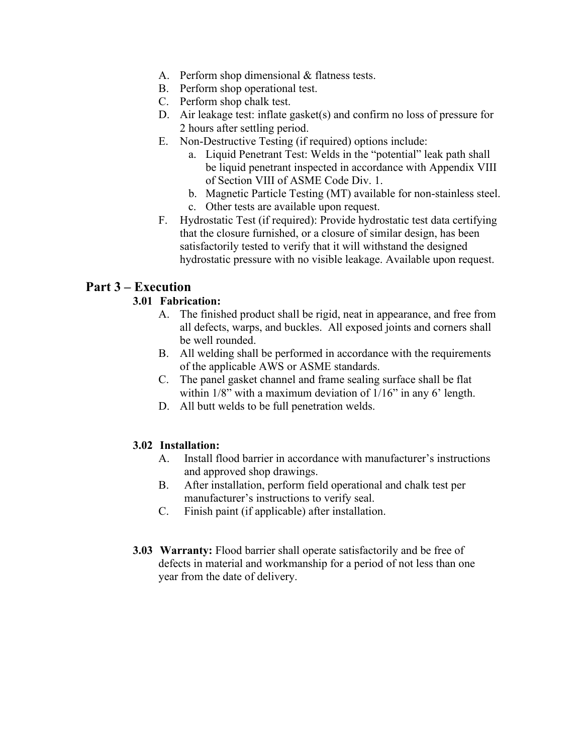A. Perform shop dimensional & flatness tests.
B. Perform shop operational test.
C. Perform shop chalk test.
D. Air leakage test: inflate gasket(s) and confirm no loss of pressure for 2 hours after settling period.
E. Non-Destructive Testing (if required) options include:
   a. Liquid Penetrant Test: Welds in the "potential" leak path shall be liquid penetrant inspected in accordance with Appendix VIII of Section VIII of ASME Code Div. 1.
   b. Magnetic Particle Testing (MT) available for non-stainless steel.
   c. Other tests are available upon request.
F. Hydrostatic Test (if required): Provide hydrostatic test data certifying that the closure furnished, or a closure of similar design, has been satisfactorily tested to verify that it will withstand the designed hydrostatic pressure with no visible leakage. Available upon request.

## Part 3 – Execution

### 3.01 Fabrication:

A. The finished product shall be rigid, neat in appearance, and free from all defects, warps, and buckles. All exposed joints and corners shall be well rounded.
B. All welding shall be performed in accordance with the requirements of the applicable AWS or ASME standards.
C. The panel gasket channel and frame sealing surface shall be flat within 1/8" with a maximum deviation of 1/16" in any 6' length.
D. All butt welds to be full penetration welds.

### 3.02 Installation:

A. Install flood barrier in accordance with manufacturer's instructions and approved shop drawings.
B. After installation, perform field operational and chalk test per manufacturer's instructions to verify seal.
C. Finish paint (if applicable) after installation.

**3.03 Warranty:** Flood barrier shall operate satisfactorily and be free of defects in material and workmanship for a period of not less than one year from the date of delivery.